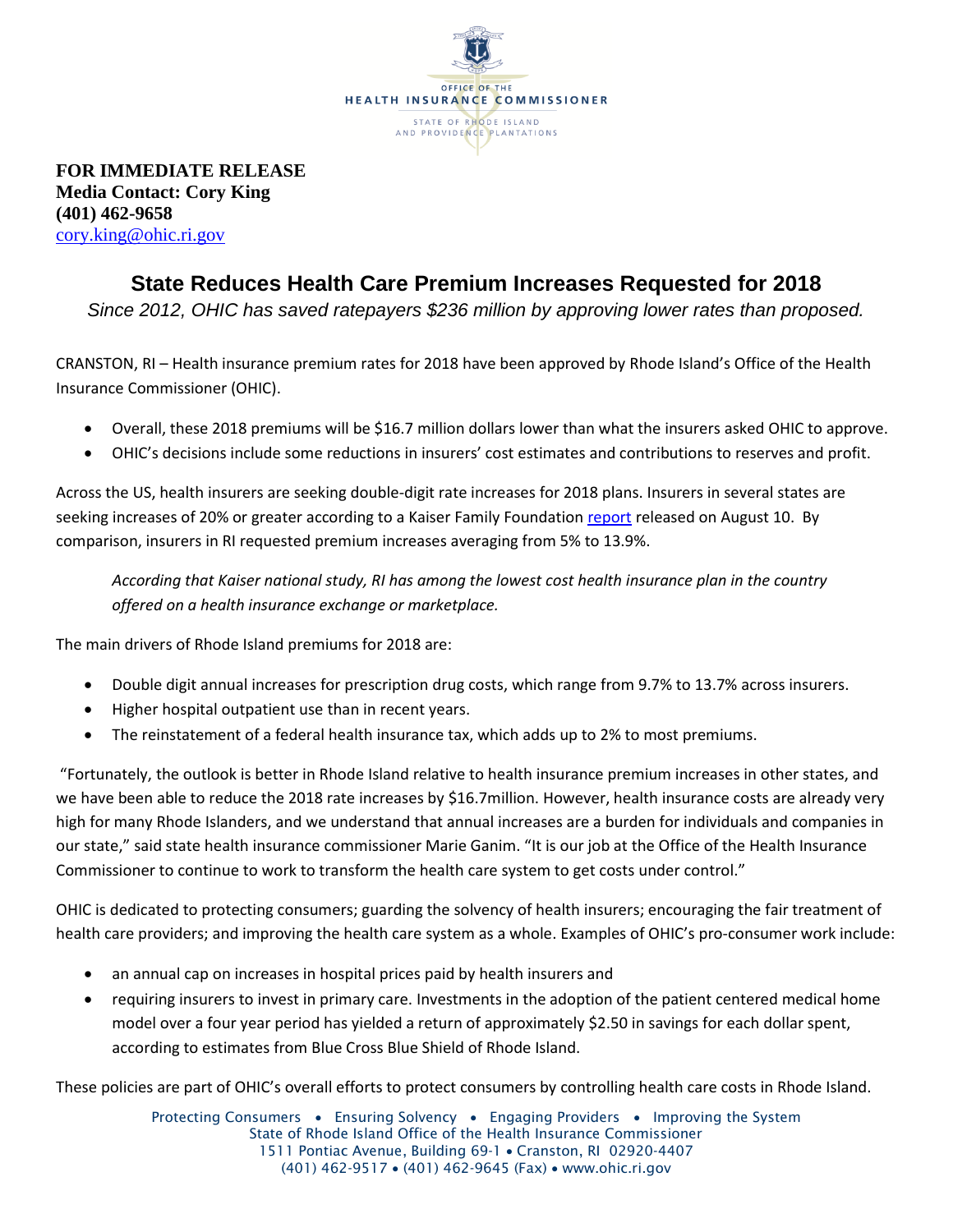OFFICE OF THE
HEALTH INSURANCE COMMISSIONER
STATE OF RHODE ISLAND
AND PROVIDENCE PLANTATIONS

**FOR IMMEDIATE RELEASE**
**Media Contact: Cory King**
**(401) 462-9658**
cory.king@ohic.ri.gov

# State Reduces Health Care Premium Increases Requested for 2018

*Since 2012, OHIC has saved ratepayers $236 million by approving lower rates than proposed.*

CRANSTON, RI – Health insurance premium rates for 2018 have been approved by Rhode Island's Office of the Health Insurance Commissioner (OHIC).

- Overall, these 2018 premiums will be $16.7 million dollars lower than what the insurers asked OHIC to approve.
- OHIC's decisions include some reductions in insurers' cost estimates and contributions to reserves and profit.

Across the US, health insurers are seeking double-digit rate increases for 2018 plans. Insurers in several states are seeking increases of 20% or greater according to a Kaiser Family Foundation report released on August 10. By comparison, insurers in RI requested premium increases averaging from 5% to 13.9%.

> *According that Kaiser national study, RI has among the lowest cost health insurance plan in the country offered on a health insurance exchange or marketplace.*

The main drivers of Rhode Island premiums for 2018 are:

- Double digit annual increases for prescription drug costs, which range from 9.7% to 13.7% across insurers.
- Higher hospital outpatient use than in recent years.
- The reinstatement of a federal health insurance tax, which adds up to 2% to most premiums.

"Fortunately, the outlook is better in Rhode Island relative to health insurance premium increases in other states, and we have been able to reduce the 2018 rate increases by $16.7million. However, health insurance costs are already very high for many Rhode Islanders, and we understand that annual increases are a burden for individuals and companies in our state," said state health insurance commissioner Marie Ganim. "It is our job at the Office of the Health Insurance Commissioner to continue to work to transform the health care system to get costs under control."

OHIC is dedicated to protecting consumers; guarding the solvency of health insurers; encouraging the fair treatment of health care providers; and improving the health care system as a whole. Examples of OHIC's pro-consumer work include:

- an annual cap on increases in hospital prices paid by health insurers and
- requiring insurers to invest in primary care. Investments in the adoption of the patient centered medical home model over a four year period has yielded a return of approximately $2.50 in savings for each dollar spent, according to estimates from Blue Cross Blue Shield of Rhode Island.

These policies are part of OHIC's overall efforts to protect consumers by controlling health care costs in Rhode Island.

Protecting Consumers • Ensuring Solvency • Engaging Providers • Improving the System
State of Rhode Island Office of the Health Insurance Commissioner
1511 Pontiac Avenue, Building 69-1 • Cranston, RI 02920-4407
(401) 462-9517 • (401) 462-9645 (Fax) • www.ohic.ri.gov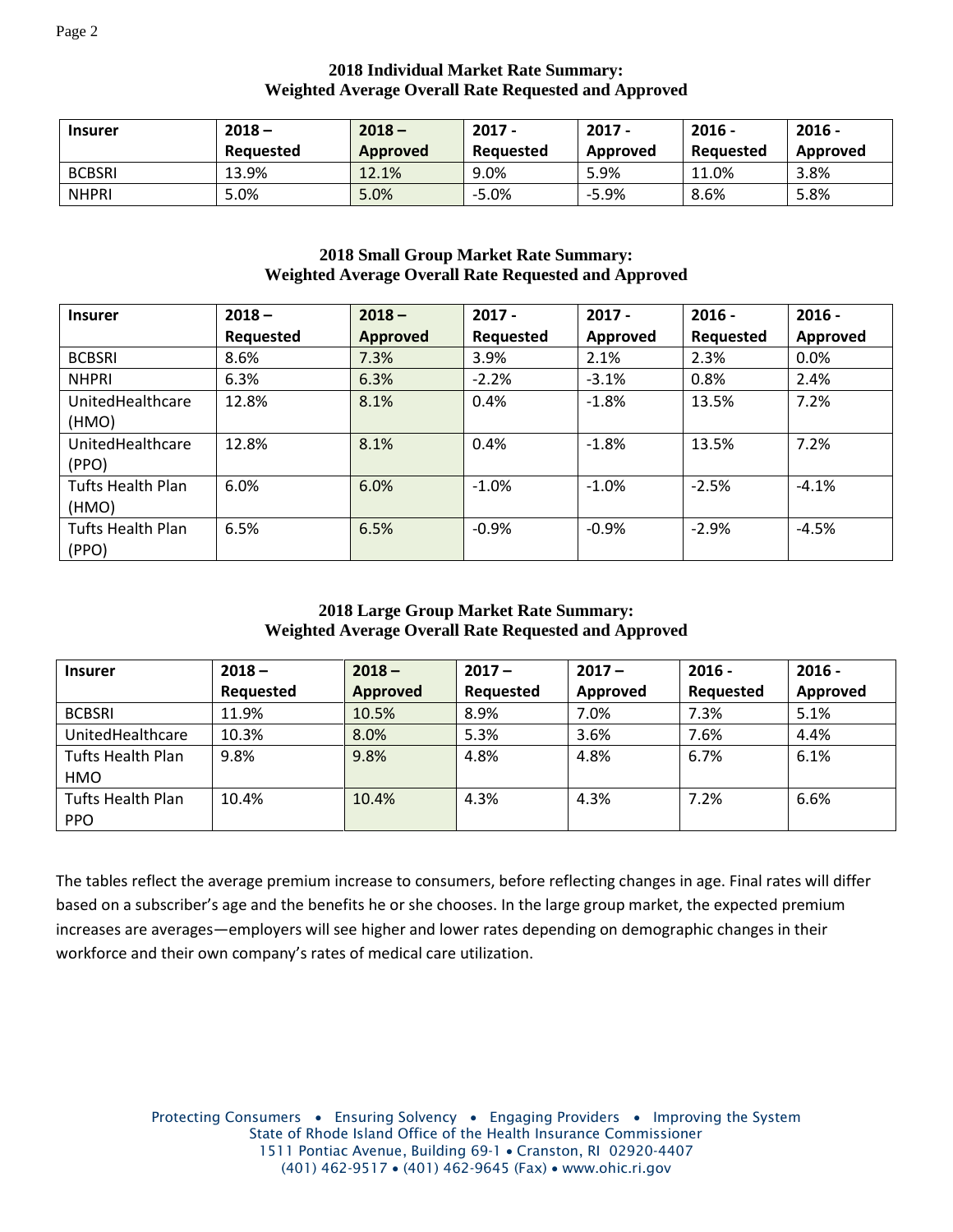### 2018 Individual Market Rate Summary:
### Weighted Average Overall Rate Requested and Approved

| Insurer | 2018 – Requested | 2018 – Approved | 2017 - Requested | 2017 - Approved | 2016 - Requested | 2016 - Approved |
|---|---|---|---|---|---|---|
| BCBSRI | 13.9% | 12.1% | 9.0% | 5.9% | 11.0% | 3.8% |
| NHPRI | 5.0% | 5.0% | -5.0% | -5.9% | 8.6% | 5.8% |

### 2018 Small Group Market Rate Summary:
### Weighted Average Overall Rate Requested and Approved

| Insurer | 2018 – Requested | 2018 – Approved | 2017 - Requested | 2017 - Approved | 2016 - Requested | 2016 - Approved |
|---|---|---|---|---|---|---|
| BCBSRI | 8.6% | 7.3% | 3.9% | 2.1% | 2.3% | 0.0% |
| NHPRI | 6.3% | 6.3% | -2.2% | -3.1% | 0.8% | 2.4% |
| UnitedHealthcare (HMO) | 12.8% | 8.1% | 0.4% | -1.8% | 13.5% | 7.2% |
| UnitedHealthcare (PPO) | 12.8% | 8.1% | 0.4% | -1.8% | 13.5% | 7.2% |
| Tufts Health Plan (HMO) | 6.0% | 6.0% | -1.0% | -1.0% | -2.5% | -4.1% |
| Tufts Health Plan (PPO) | 6.5% | 6.5% | -0.9% | -0.9% | -2.9% | -4.5% |

### 2018 Large Group Market Rate Summary:
### Weighted Average Overall Rate Requested and Approved

| Insurer | 2018 – Requested | 2018 – Approved | 2017 – Requested | 2017 – Approved | 2016 - Requested | 2016 - Approved |
|---|---|---|---|---|---|---|
| BCBSRI | 11.9% | 10.5% | 8.9% | 7.0% | 7.3% | 5.1% |
| UnitedHealthcare | 10.3% | 8.0% | 5.3% | 3.6% | 7.6% | 4.4% |
| Tufts Health Plan HMO | 9.8% | 9.8% | 4.8% | 4.8% | 6.7% | 6.1% |
| Tufts Health Plan PPO | 10.4% | 10.4% | 4.3% | 4.3% | 7.2% | 6.6% |

The tables reflect the average premium increase to consumers, before reflecting changes in age. Final rates will differ based on a subscriber's age and the benefits he or she chooses. In the large group market, the expected premium increases are averages—employers will see higher and lower rates depending on demographic changes in their workforce and their own company's rates of medical care utilization.

Protecting Consumers • Ensuring Solvency • Engaging Providers • Improving the System
State of Rhode Island Office of the Health Insurance Commissioner
1511 Pontiac Avenue, Building 69-1 • Cranston, RI 02920-4407
(401) 462-9517 • (401) 462-9645 (Fax) • www.ohic.ri.gov